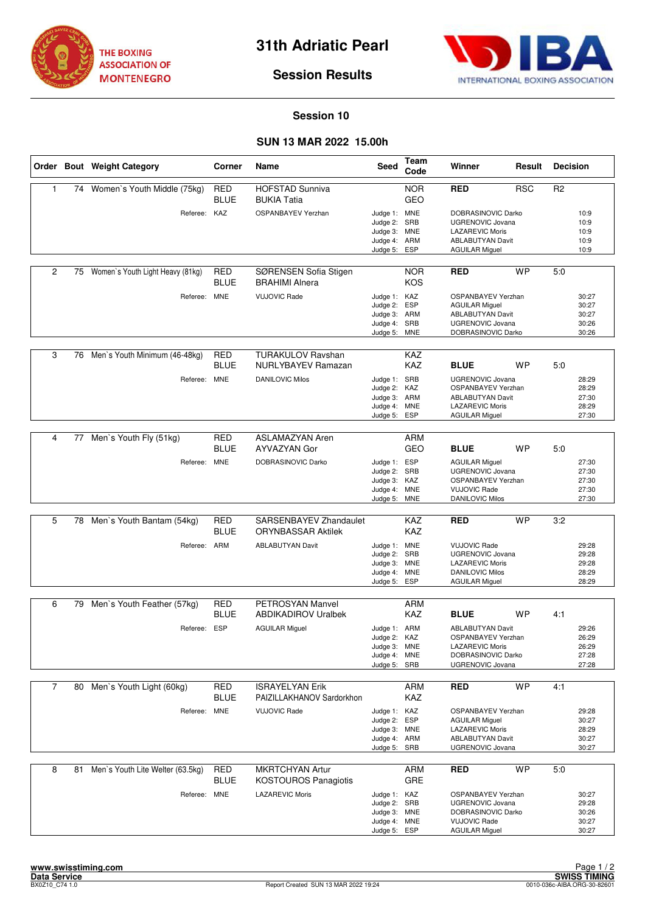THE BOXING ASSOCIATION OF MONTENEGRO

# 31th Adriatic Pearl

## Session Results

INTERNATIONAL BOXING ASSOCIATION

### Session 10

### SUN 13 MAR 2022 15.00h

| Order | Bout | Weight Category | Corner | Name | Seed | Team Code | Winner | Result | Decision |
|---|---|---|---|---|---|---|---|---|---|
| 1 | 74 | Women`s Youth Middle (75kg) | RED | HOFSTAD Sunniva | | NOR | RED | RSC | R2 |
| | | | BLUE | BUKIA Tatia | | GEO | | | |
| | | Referee: | KAZ | OSPANBAYEV Yerzhan | Judge 1: | MNE | DOBRASINOVIC Darko | | 10:9 |
| | | | | | Judge 2: | SRB | UGRENOVIC Jovana | | 10:9 |
| | | | | | Judge 3: | MNE | LAZAREVIC Moris | | 10:9 |
| | | | | | Judge 4: | ARM | ABLABUTYAN Davit | | 10:9 |
| | | | | | Judge 5: | ESP | AGUILAR Miguel | | 10:9 |
| 2 | 75 | Women`s Youth Light Heavy (81kg) | RED | SØRENSEN Sofia Stigen | | NOR | RED | WP | 5:0 |
| | | | BLUE | BRAHIMI Alnera | | KOS | | | |
| | | Referee: | MNE | VUJOVIC Rade | Judge 1: | KAZ | OSPANBAYEV Yerzhan | | 30:27 |
| | | | | | Judge 2: | ESP | AGUILAR Miguel | | 30:27 |
| | | | | | Judge 3: | ARM | ABLABUTYAN Davit | | 30:27 |
| | | | | | Judge 4: | SRB | UGRENOVIC Jovana | | 30:26 |
| | | | | | Judge 5: | MNE | DOBRASINOVIC Darko | | 30:26 |
| 3 | 76 | Men`s Youth Minimum (46-48kg) | RED | TURAKULOV Ravshan | | KAZ | | | |
| | | | BLUE | NURLYBAYEV Ramazan | | KAZ | BLUE | WP | 5:0 |
| | | Referee: | MNE | DANILOVIC Milos | Judge 1: | SRB | UGRENOVIC Jovana | | 28:29 |
| | | | | | Judge 2: | KAZ | OSPANBAYEV Yerzhan | | 28:29 |
| | | | | | Judge 3: | ARM | ABLABUTYAN Davit | | 27:30 |
| | | | | | Judge 4: | MNE | LAZAREVIC Moris | | 28:29 |
| | | | | | Judge 5: | ESP | AGUILAR Miguel | | 27:30 |
| 4 | 77 | Men`s Youth Fly (51kg) | RED | ASLAMAZYAN Aren | | ARM | | | |
| | | | BLUE | AYVAZYAN Gor | | GEO | BLUE | WP | 5:0 |
| | | Referee: | MNE | DOBRASINOVIC Darko | Judge 1: | ESP | AGUILAR Miguel | | 27:30 |
| | | | | | Judge 2: | SRB | UGRENOVIC Jovana | | 27:30 |
| | | | | | Judge 3: | KAZ | OSPANBAYEV Yerzhan | | 27:30 |
| | | | | | Judge 4: | MNE | VUJOVIC Rade | | 27:30 |
| | | | | | Judge 5: | MNE | DANILOVIC Milos | | 27:30 |
| 5 | 78 | Men`s Youth Bantam (54kg) | RED | SARSENBAYEV Zhandaulet | | KAZ | RED | WP | 3:2 |
| | | | BLUE | ORYNBASSAR Aktilek | | KAZ | | | |
| | | Referee: | ARM | ABLABUTYAN Davit | Judge 1: | MNE | VUJOVIC Rade | | 29:28 |
| | | | | | Judge 2: | SRB | UGRENOVIC Jovana | | 29:28 |
| | | | | | Judge 3: | MNE | LAZAREVIC Moris | | 29:28 |
| | | | | | Judge 4: | MNE | DANILOVIC Milos | | 28:29 |
| | | | | | Judge 5: | ESP | AGUILAR Miguel | | 28:29 |
| 6 | 79 | Men`s Youth Feather (57kg) | RED | PETROSYAN Manvel | | ARM | | | |
| | | | BLUE | ABDIKADIROV Uralbek | | KAZ | BLUE | WP | 4:1 |
| | | Referee: | ESP | AGUILAR Miguel | Judge 1: | ARM | ABLABUTYAN Davit | | 29:26 |
| | | | | | Judge 2: | KAZ | OSPANBAYEV Yerzhan | | 26:29 |
| | | | | | Judge 3: | MNE | LAZAREVIC Moris | | 26:29 |
| | | | | | Judge 4: | MNE | DOBRASINOVIC Darko | | 27:28 |
| | | | | | Judge 5: | SRB | UGRENOVIC Jovana | | 27:28 |
| 7 | 80 | Men`s Youth Light (60kg) | RED | ISRAYELYAN Erik | | ARM | RED | WP | 4:1 |
| | | | BLUE | PAIZILLAKHANOV Sardorkhon | | KAZ | | | |
| | | Referee: | MNE | VUJOVIC Rade | Judge 1: | KAZ | OSPANBAYEV Yerzhan | | 29:28 |
| | | | | | Judge 2: | ESP | AGUILAR Miguel | | 30:27 |
| | | | | | Judge 3: | MNE | LAZAREVIC Moris | | 28:29 |
| | | | | | Judge 4: | ARM | ABLABUTYAN Davit | | 30:27 |
| | | | | | Judge 5: | SRB | UGRENOVIC Jovana | | 30:27 |
| 8 | 81 | Men`s Youth Lite Welter (63.5kg) | RED | MKRTCHYAN Artur | | ARM | RED | WP | 5:0 |
| | | | BLUE | KOSTOUROS Panagiotis | | GRE | | | |
| | | Referee: | MNE | LAZAREVIC Moris | Judge 1: | KAZ | OSPANBAYEV Yerzhan | | 30:27 |
| | | | | | Judge 2: | SRB | UGRENOVIC Jovana | | 29:28 |
| | | | | | Judge 3: | MNE | DOBRASINOVIC Darko | | 30:26 |
| | | | | | Judge 4: | MNE | VUJOVIC Rade | | 30:27 |
| | | | | | Judge 5: | ESP | AGUILAR Miguel | | 30:27 |

www.swisstiming.com
Data Service
BX0Z10_C74 1.0

Report Created SUN 13 MAR 2022 19:24

SWISS TIMING
0010-036c-AIBA.ORG-30-82601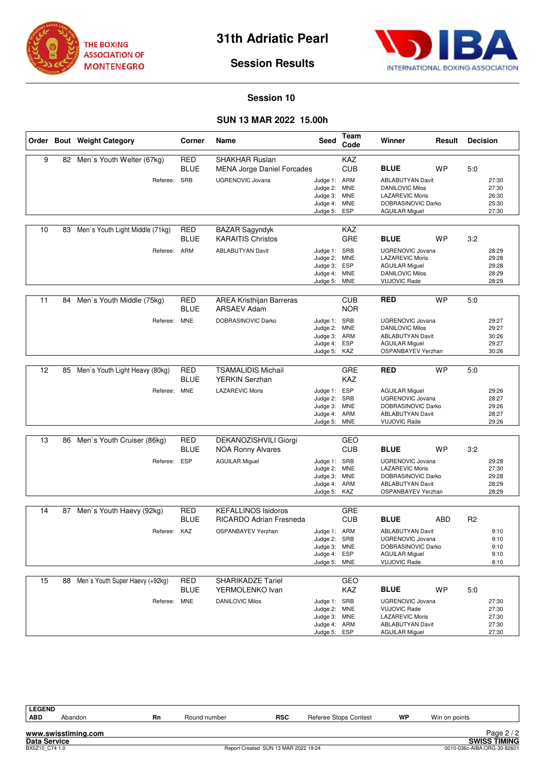THE BOXING ASSOCIATION OF MONTENEGRO

# 31th Adriatic Pearl

## Session Results

### Session 10

### SUN 13 MAR 2022 15.00h

| Order | Bout | Weight Category | Corner | Name | Seed | Team Code | Winner | Result | Decision |
|---|---|---|---|---|---|---|---|---|---|
| 9 | 82 | Men`s Youth Welter (67kg) | RED | SHAKHAR Ruslan | | KAZ | | | |
| | | | BLUE | MENA Jorge Daniel Forcades | | CUB | **BLUE** | WP | 5:0 |
| | | Referee: | SRB | UGRENOVIC Jovana | Judge 1: | ARM | ABLABUTYAN Davit | | 27:30 |
| | | | | | Judge 2: | MNE | DANILOVIC Milos | | 27:30 |
| | | | | | Judge 3: | MNE | LAZAREVIC Moris | | 26:30 |
| | | | | | Judge 4: | MNE | DOBRASINOVIC Darko | | 25:30 |
| | | | | | Judge 5: | ESP | AGUILAR Miguel | | 27:30 |
| 10 | 83 | Men`s Youth Light Middle (71kg) | RED | BAZAR Sagyndyk | | KAZ | | | |
| | | | BLUE | KARAITIS Christos | | GRE | **BLUE** | WP | 3:2 |
| | | Referee: | ARM | ABLABUTYAN Davit | Judge 1: | SRB | UGRENOVIC Jovana | | 28:29 |
| | | | | | Judge 2: | MNE | LAZAREVIC Moris | | 29:28 |
| | | | | | Judge 3: | ESP | AGUILAR Miguel | | 29:28 |
| | | | | | Judge 4: | MNE | DANILOVIC Milos | | 28:29 |
| | | | | | Judge 5: | MNE | VUJOVIC Rade | | 28:29 |
| 11 | 84 | Men`s Youth Middle (75kg) | RED | AREA Kristhijan Barreras | | CUB | **RED** | WP | 5:0 |
| | | | BLUE | ARSAEV Adam | | NOR | | | |
| | | Referee: | MNE | DOBRASINOVIC Darko | Judge 1: | SRB | UGRENOVIC Jovana | | 29:27 |
| | | | | | Judge 2: | MNE | DANILOVIC Milos | | 29:27 |
| | | | | | Judge 3: | ARM | ABLABUTYAN Davit | | 30:26 |
| | | | | | Judge 4: | ESP | AGUILAR Miguel | | 29:27 |
| | | | | | Judge 5: | KAZ | OSPANBAYEV Yerzhan | | 30:26 |
| 12 | 85 | Men`s Youth Light Heavy (80kg) | RED | TSAMALIDIS Michail | | GRE | **RED** | WP | 5:0 |
| | | | BLUE | YERKIN Serzhan | | KAZ | | | |
| | | Referee: | MNE | LAZAREVIC Moris | Judge 1: | ESP | AGUILAR Miguel | | 29:26 |
| | | | | | Judge 2: | SRB | UGRENOVIC Jovana | | 28:27 |
| | | | | | Judge 3: | MNE | DOBRASINOVIC Darko | | 29:26 |
| | | | | | Judge 4: | ARM | ABLABUTYAN Davit | | 28:27 |
| | | | | | Judge 5: | MNE | VUJOVIC Rade | | 29:26 |
| 13 | 86 | Men`s Youth Cruiser (86kg) | RED | DEKANOZISHVILI Giorgi | | GEO | | | |
| | | | BLUE | NOA Ronny Alvares | | CUB | **BLUE** | WP | 3:2 |
| | | Referee: | ESP | AGUILAR Miguel | Judge 1: | SRB | UGRENOVIC Jovana | | 29:28 |
| | | | | | Judge 2: | MNE | LAZAREVIC Moris | | 27:30 |
| | | | | | Judge 3: | MNE | DOBRASINOVIC Darko | | 29:28 |
| | | | | | Judge 4: | ARM | ABLABUTYAN Davit | | 28:29 |
| | | | | | Judge 5: | KAZ | OSPANBAYEV Yerzhan | | 28:29 |
| 14 | 87 | Men`s Youth Haevy (92kg) | RED | KEFALLINOS Isidoros | | GRE | | | |
| | | | BLUE | RICARDO Adrian Fresneda | | CUB | **BLUE** | ABD | R2 |
| | | Referee: | KAZ | OSPANBAYEV Yerzhan | Judge 1: | ARM | ABLABUTYAN Davit | | 9:10 |
| | | | | | Judge 2: | SRB | UGRENOVIC Jovana | | 9:10 |
| | | | | | Judge 3: | MNE | DOBRASINOVIC Darko | | 9:10 |
| | | | | | Judge 4: | ESP | AGUILAR Miguel | | 9:10 |
| | | | | | Judge 5: | MNE | VUJOVIC Rade | | 8:10 |
| 15 | 88 | Men`s Youth Super Haevy (+92kg) | RED | SHARIKADZE Tariel | | GEO | | | |
| | | | BLUE | YERMOLENKO Ivan | | KAZ | **BLUE** | WP | 5:0 |
| | | Referee: | MNE | DANILOVIC Milos | Judge 1: | SRB | UGRENOVIC Jovana | | 27:30 |
| | | | | | Judge 2: | MNE | VUJOVIC Rade | | 27:30 |
| | | | | | Judge 3: | MNE | LAZAREVIC Moris | | 27:30 |
| | | | | | Judge 4: | ARM | ABLABUTYAN Davit | | 27:30 |
| | | | | | Judge 5: | ESP | AGUILAR Miguel | | 27:30 |

**LEGEND**

| | | | | | | | |
|---|---|---|---|---|---|---|---|
| **ABD** | Abandon | **Rn** | Round number | **RSC** | Referee Stops Contest | **WP** | Win on points |

www.swisstiming.com
Data Service
BX0Z10_C74 1.0

Report Created SUN 13 MAR 2022 19:24

SWISS TIMING
0010-036c-AIBA.ORG-30-82601